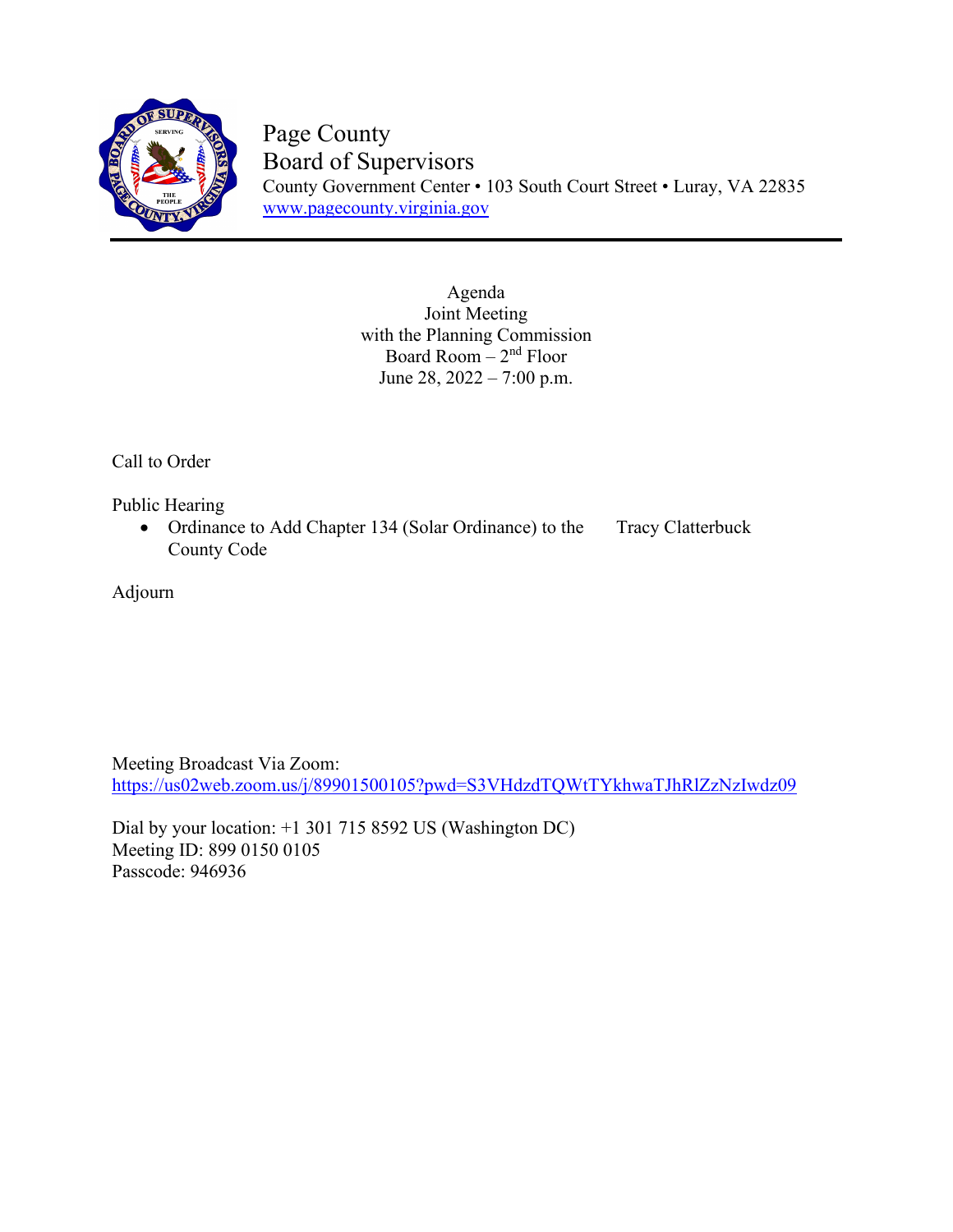# Page County
## Board of Supervisors

County Government Center • 103 South Court Street • Luray, VA 22835
www.pagecounty.virginia.gov

---

Agenda
Joint Meeting
with the Planning Commission
Board Room – 2nd Floor
June 28, 2022 – 7:00 p.m.

Call to Order

Public Hearing

- Ordinance to Add Chapter 134 (Solar Ordinance) to the County Code — Tracy Clatterbuck

Adjourn

Meeting Broadcast Via Zoom:
https://us02web.zoom.us/j/89901500105?pwd=S3VHdzdTQWtTYkhwaTJhRlZzNzIwdz09

Dial by your location: +1 301 715 8592 US (Washington DC)
Meeting ID: 899 0150 0105
Passcode: 946936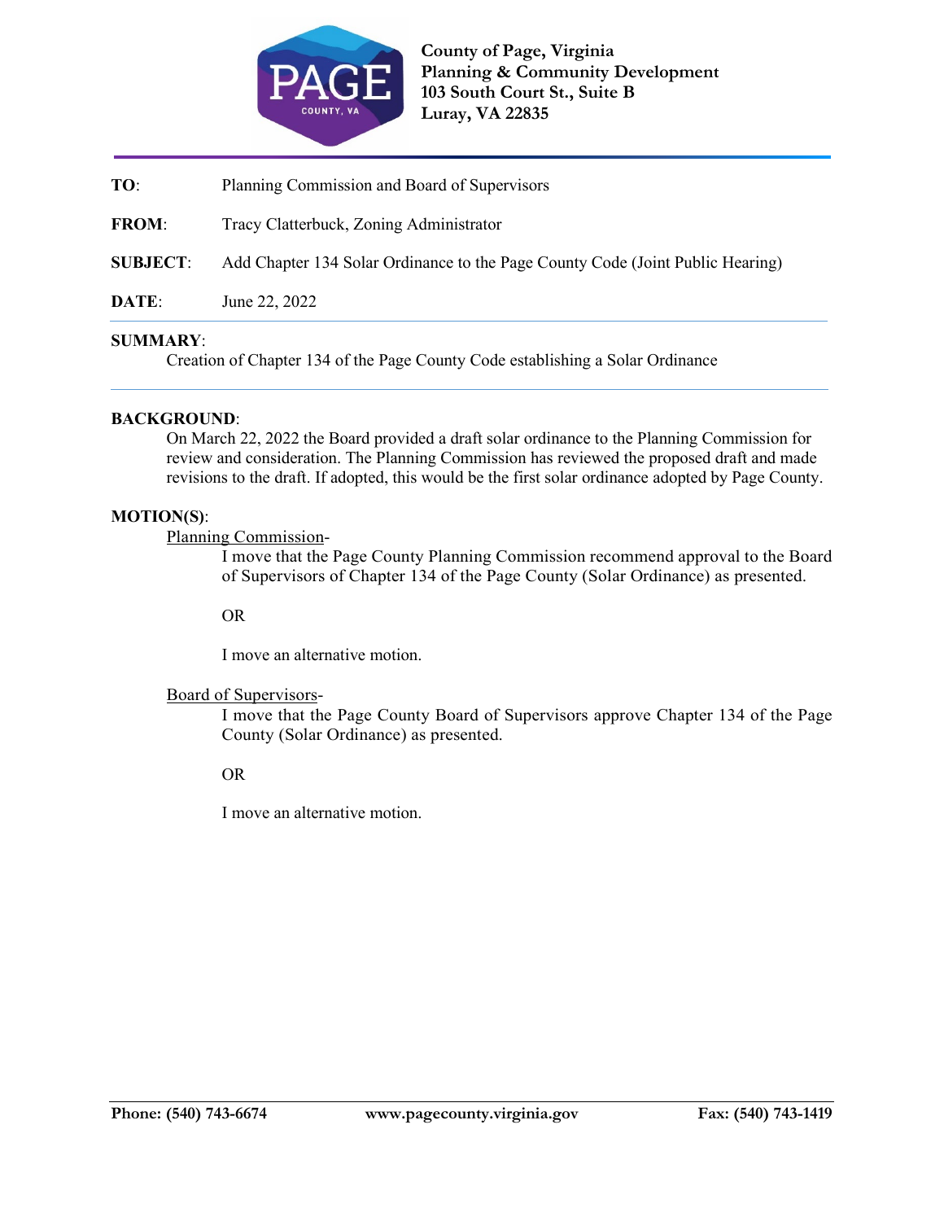**County of Page, Virginia**
**Planning & Community Development**
**103 South Court St., Suite B**
**Luray, VA 22835**

---

**TO**: Planning Commission and Board of Supervisors

**FROM**: Tracy Clatterbuck, Zoning Administrator

**SUBJECT**: Add Chapter 134 Solar Ordinance to the Page County Code (Joint Public Hearing)

**DATE**: June 22, 2022

---

**SUMMARY**:

Creation of Chapter 134 of the Page County Code establishing a Solar Ordinance

---

**BACKGROUND**:

On March 22, 2022 the Board provided a draft solar ordinance to the Planning Commission for review and consideration. The Planning Commission has reviewed the proposed draft and made revisions to the draft. If adopted, this would be the first solar ordinance adopted by Page County.

**MOTION(S)**:

Planning Commission-

I move that the Page County Planning Commission recommend approval to the Board of Supervisors of Chapter 134 of the Page County (Solar Ordinance) as presented.

OR

I move an alternative motion.

Board of Supervisors-

I move that the Page County Board of Supervisors approve Chapter 134 of the Page County (Solar Ordinance) as presented.

OR

I move an alternative motion.

**Phone: (540) 743-6674** **www.pagecounty.virginia.gov** **Fax: (540) 743-1419**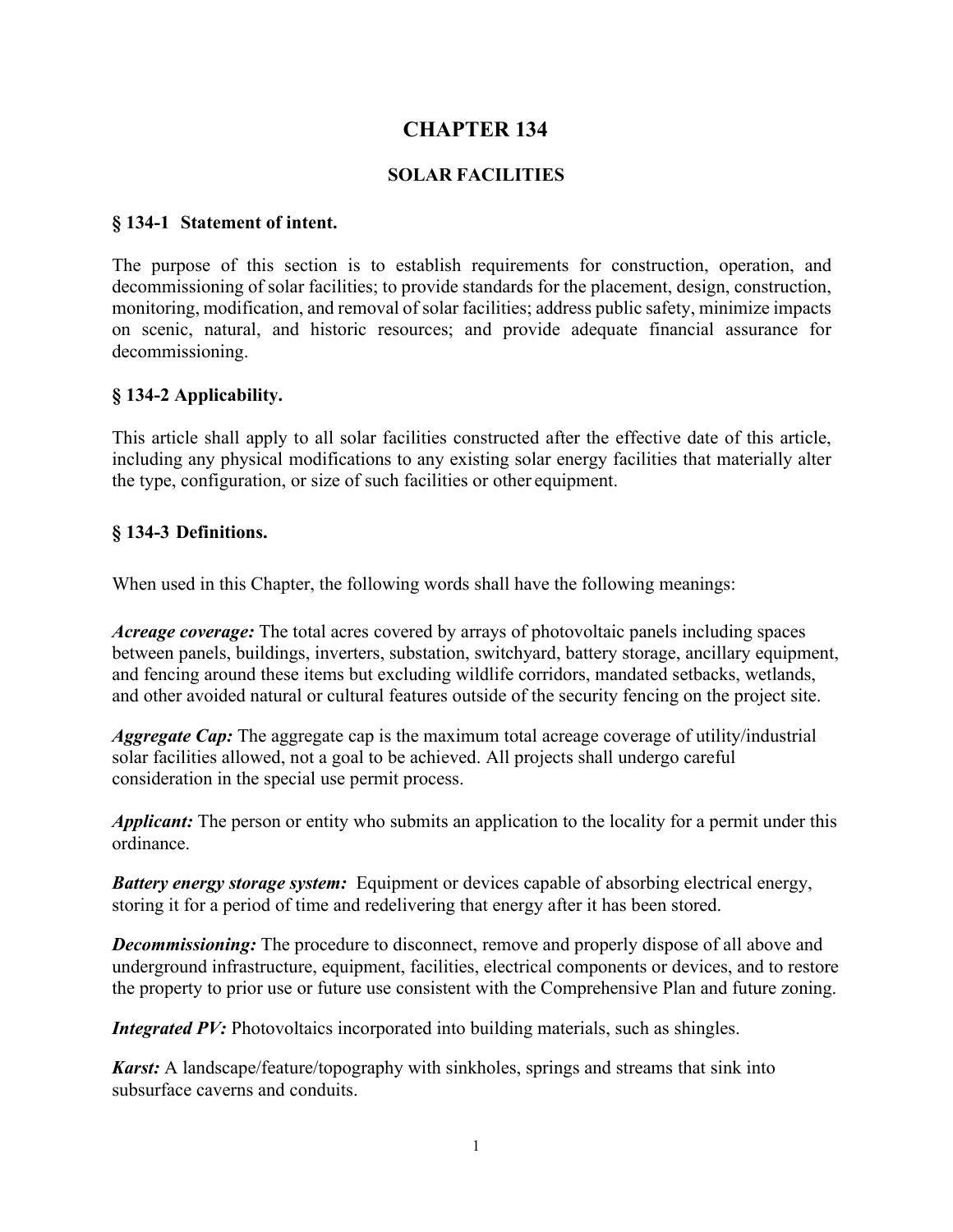# CHAPTER 134

## SOLAR FACILITIES

### § 134-1 Statement of intent.

The purpose of this section is to establish requirements for construction, operation, and decommissioning of solar facilities; to provide standards for the placement, design, construction, monitoring, modification, and removal of solar facilities; address public safety, minimize impacts on scenic, natural, and historic resources; and provide adequate financial assurance for decommissioning.

### § 134-2 Applicability.

This article shall apply to all solar facilities constructed after the effective date of this article, including any physical modifications to any existing solar energy facilities that materially alter the type, configuration, or size of such facilities or other equipment.

### § 134-3 Definitions.

When used in this Chapter, the following words shall have the following meanings:

***Acreage coverage:*** The total acres covered by arrays of photovoltaic panels including spaces between panels, buildings, inverters, substation, switchyard, battery storage, ancillary equipment, and fencing around these items but excluding wildlife corridors, mandated setbacks, wetlands, and other avoided natural or cultural features outside of the security fencing on the project site.

***Aggregate Cap:*** The aggregate cap is the maximum total acreage coverage of utility/industrial solar facilities allowed, not a goal to be achieved. All projects shall undergo careful consideration in the special use permit process.

***Applicant:*** The person or entity who submits an application to the locality for a permit under this ordinance.

***Battery energy storage system:*** Equipment or devices capable of absorbing electrical energy, storing it for a period of time and redelivering that energy after it has been stored.

***Decommissioning:*** The procedure to disconnect, remove and properly dispose of all above and underground infrastructure, equipment, facilities, electrical components or devices, and to restore the property to prior use or future use consistent with the Comprehensive Plan and future zoning.

***Integrated PV:*** Photovoltaics incorporated into building materials, such as shingles.

***Karst:*** A landscape/feature/topography with sinkholes, springs and streams that sink into subsurface caverns and conduits.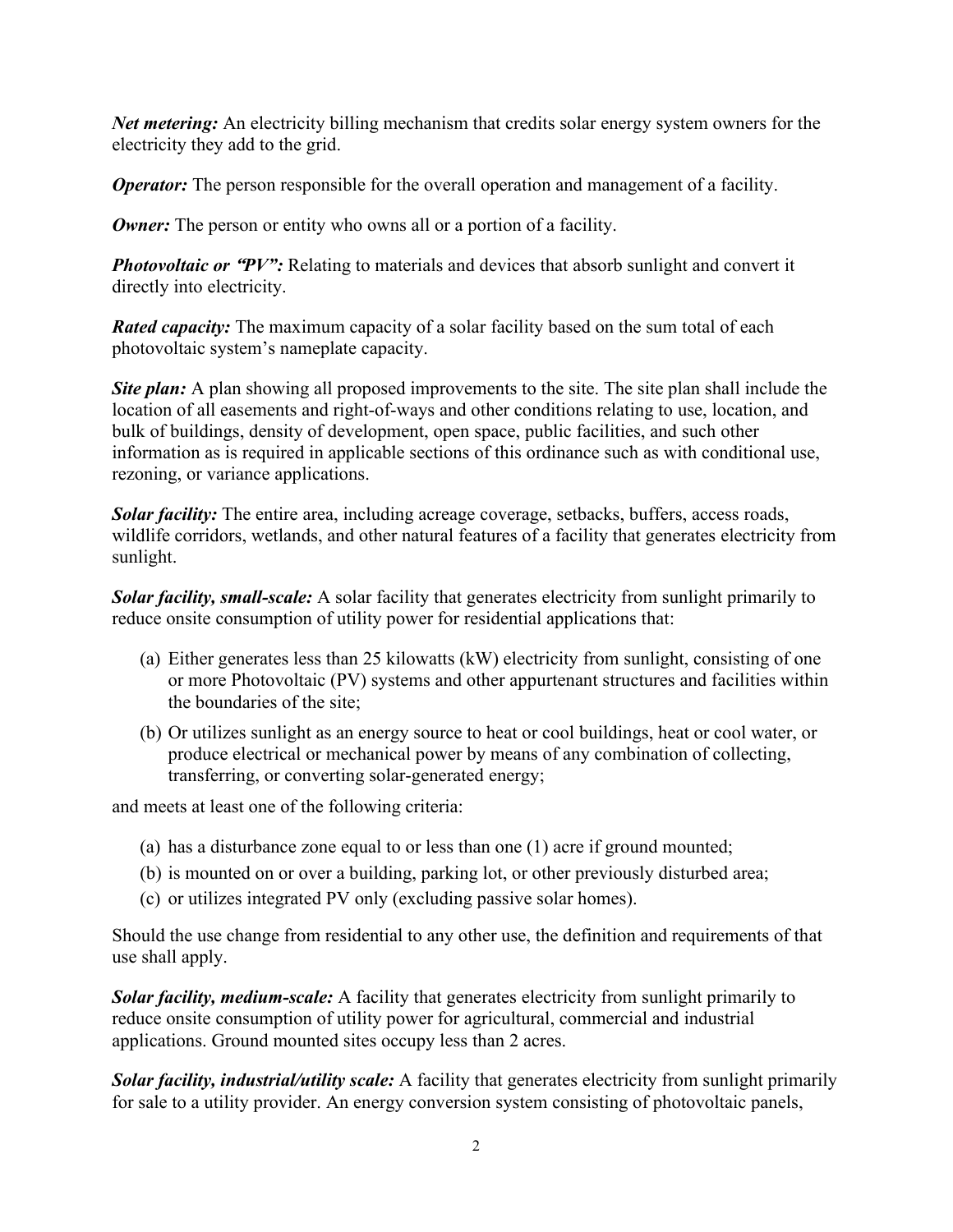***Net metering:*** An electricity billing mechanism that credits solar energy system owners for the electricity they add to the grid.

***Operator:*** The person responsible for the overall operation and management of a facility.

***Owner:*** The person or entity who owns all or a portion of a facility.

***Photovoltaic or "PV":*** Relating to materials and devices that absorb sunlight and convert it directly into electricity.

***Rated capacity:*** The maximum capacity of a solar facility based on the sum total of each photovoltaic system's nameplate capacity.

***Site plan:*** A plan showing all proposed improvements to the site. The site plan shall include the location of all easements and right-of-ways and other conditions relating to use, location, and bulk of buildings, density of development, open space, public facilities, and such other information as is required in applicable sections of this ordinance such as with conditional use, rezoning, or variance applications.

***Solar facility:*** The entire area, including acreage coverage, setbacks, buffers, access roads, wildlife corridors, wetlands, and other natural features of a facility that generates electricity from sunlight.

***Solar facility, small-scale:*** A solar facility that generates electricity from sunlight primarily to reduce onsite consumption of utility power for residential applications that:

(a) Either generates less than 25 kilowatts (kW) electricity from sunlight, consisting of one or more Photovoltaic (PV) systems and other appurtenant structures and facilities within the boundaries of the site;

(b) Or utilizes sunlight as an energy source to heat or cool buildings, heat or cool water, or produce electrical or mechanical power by means of any combination of collecting, transferring, or converting solar-generated energy;

and meets at least one of the following criteria:

(a) has a disturbance zone equal to or less than one (1) acre if ground mounted;

(b) is mounted on or over a building, parking lot, or other previously disturbed area;

(c) or utilizes integrated PV only (excluding passive solar homes).

Should the use change from residential to any other use, the definition and requirements of that use shall apply.

***Solar facility, medium-scale:*** A facility that generates electricity from sunlight primarily to reduce onsite consumption of utility power for agricultural, commercial and industrial applications. Ground mounted sites occupy less than 2 acres.

***Solar facility, industrial/utility scale:*** A facility that generates electricity from sunlight primarily for sale to a utility provider. An energy conversion system consisting of photovoltaic panels,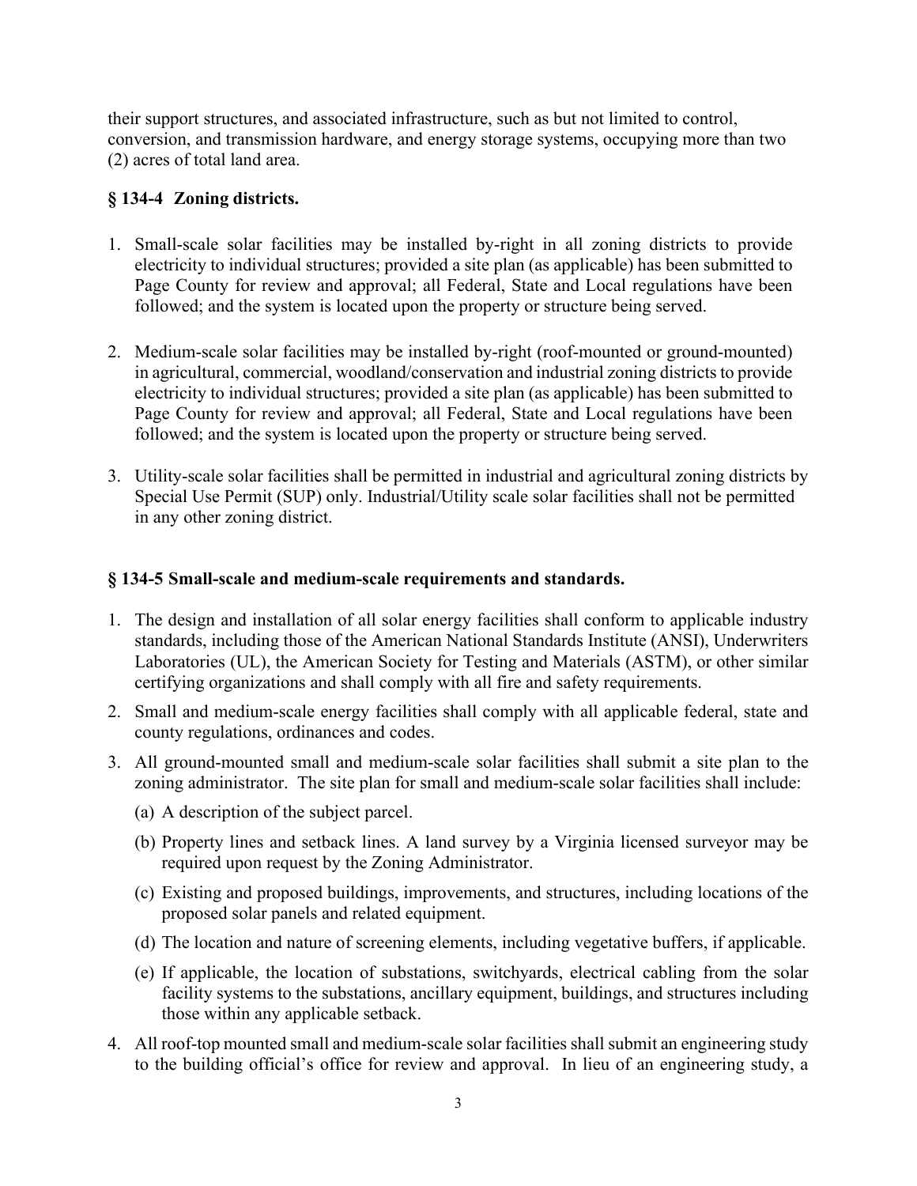their support structures, and associated infrastructure, such as but not limited to control, conversion, and transmission hardware, and energy storage systems, occupying more than two (2) acres of total land area.

### § 134-4 Zoning districts.

1. Small-scale solar facilities may be installed by-right in all zoning districts to provide electricity to individual structures; provided a site plan (as applicable) has been submitted to Page County for review and approval; all Federal, State and Local regulations have been followed; and the system is located upon the property or structure being served.

2. Medium-scale solar facilities may be installed by-right (roof-mounted or ground-mounted) in agricultural, commercial, woodland/conservation and industrial zoning districts to provide electricity to individual structures; provided a site plan (as applicable) has been submitted to Page County for review and approval; all Federal, State and Local regulations have been followed; and the system is located upon the property or structure being served.

3. Utility-scale solar facilities shall be permitted in industrial and agricultural zoning districts by Special Use Permit (SUP) only. Industrial/Utility scale solar facilities shall not be permitted in any other zoning district.

### § 134-5 Small-scale and medium-scale requirements and standards.

1. The design and installation of all solar energy facilities shall conform to applicable industry standards, including those of the American National Standards Institute (ANSI), Underwriters Laboratories (UL), the American Society for Testing and Materials (ASTM), or other similar certifying organizations and shall comply with all fire and safety requirements.
2. Small and medium-scale energy facilities shall comply with all applicable federal, state and county regulations, ordinances and codes.
3. All ground-mounted small and medium-scale solar facilities shall submit a site plan to the zoning administrator. The site plan for small and medium-scale solar facilities shall include:
   (a) A description of the subject parcel.
   (b) Property lines and setback lines. A land survey by a Virginia licensed surveyor may be required upon request by the Zoning Administrator.
   (c) Existing and proposed buildings, improvements, and structures, including locations of the proposed solar panels and related equipment.
   (d) The location and nature of screening elements, including vegetative buffers, if applicable.
   (e) If applicable, the location of substations, switchyards, electrical cabling from the solar facility systems to the substations, ancillary equipment, buildings, and structures including those within any applicable setback.
4. All roof-top mounted small and medium-scale solar facilities shall submit an engineering study to the building official's office for review and approval. In lieu of an engineering study, a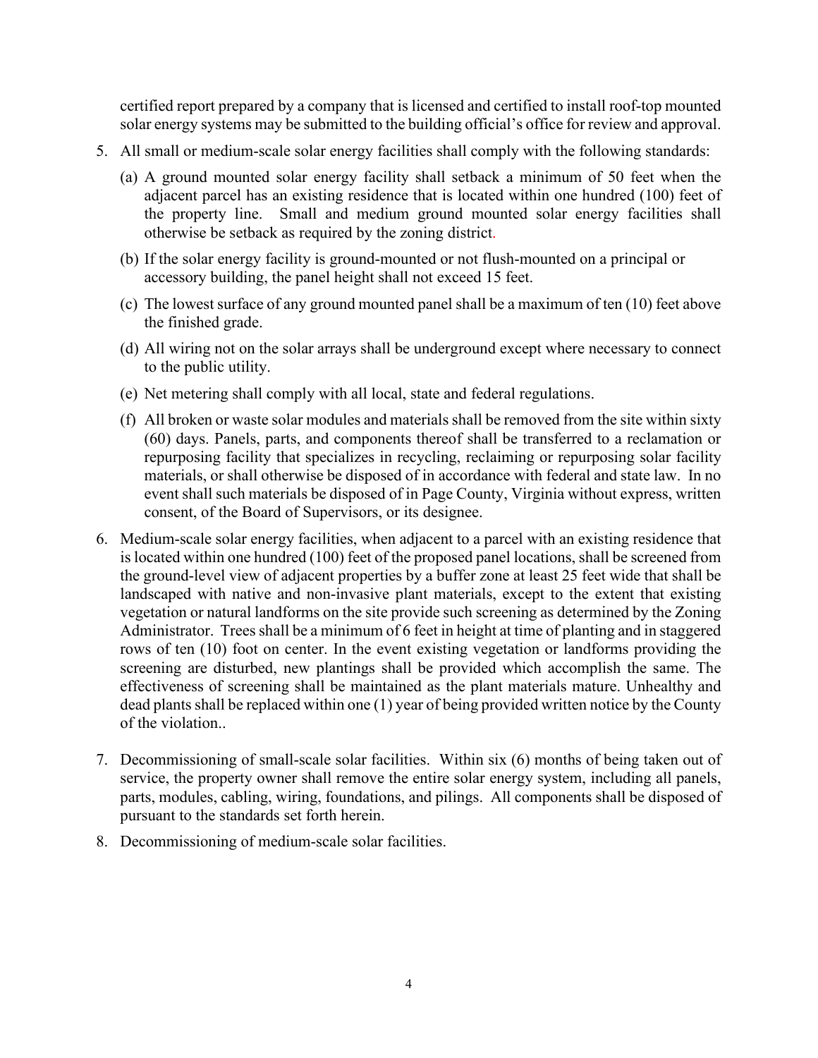certified report prepared by a company that is licensed and certified to install roof-top mounted solar energy systems may be submitted to the building official's office for review and approval.

5. All small or medium-scale solar energy facilities shall comply with the following standards:

   (a) A ground mounted solar energy facility shall setback a minimum of 50 feet when the adjacent parcel has an existing residence that is located within one hundred (100) feet of the property line. Small and medium ground mounted solar energy facilities shall otherwise be setback as required by the zoning district.

   (b) If the solar energy facility is ground-mounted or not flush-mounted on a principal or accessory building, the panel height shall not exceed 15 feet.

   (c) The lowest surface of any ground mounted panel shall be a maximum of ten (10) feet above the finished grade.

   (d) All wiring not on the solar arrays shall be underground except where necessary to connect to the public utility.

   (e) Net metering shall comply with all local, state and federal regulations.

   (f) All broken or waste solar modules and materials shall be removed from the site within sixty (60) days. Panels, parts, and components thereof shall be transferred to a reclamation or repurposing facility that specializes in recycling, reclaiming or repurposing solar facility materials, or shall otherwise be disposed of in accordance with federal and state law. In no event shall such materials be disposed of in Page County, Virginia without express, written consent, of the Board of Supervisors, or its designee.

6. Medium-scale solar energy facilities, when adjacent to a parcel with an existing residence that is located within one hundred (100) feet of the proposed panel locations, shall be screened from the ground-level view of adjacent properties by a buffer zone at least 25 feet wide that shall be landscaped with native and non-invasive plant materials, except to the extent that existing vegetation or natural landforms on the site provide such screening as determined by the Zoning Administrator. Trees shall be a minimum of 6 feet in height at time of planting and in staggered rows of ten (10) foot on center. In the event existing vegetation or landforms providing the screening are disturbed, new plantings shall be provided which accomplish the same. The effectiveness of screening shall be maintained as the plant materials mature. Unhealthy and dead plants shall be replaced within one (1) year of being provided written notice by the County of the violation..

7. Decommissioning of small-scale solar facilities. Within six (6) months of being taken out of service, the property owner shall remove the entire solar energy system, including all panels, parts, modules, cabling, wiring, foundations, and pilings. All components shall be disposed of pursuant to the standards set forth herein.

8. Decommissioning of medium-scale solar facilities.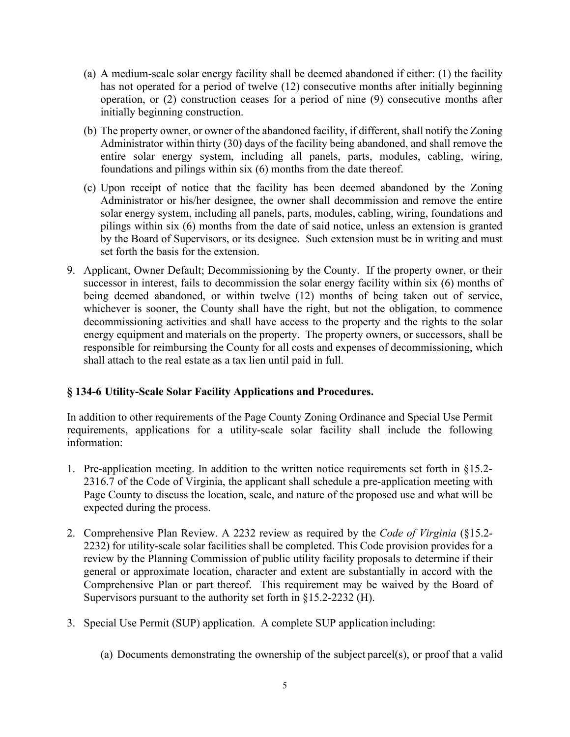(a) A medium-scale solar energy facility shall be deemed abandoned if either: (1) the facility has not operated for a period of twelve (12) consecutive months after initially beginning operation, or (2) construction ceases for a period of nine (9) consecutive months after initially beginning construction.

(b) The property owner, or owner of the abandoned facility, if different, shall notify the Zoning Administrator within thirty (30) days of the facility being abandoned, and shall remove the entire solar energy system, including all panels, parts, modules, cabling, wiring, foundations and pilings within six (6) months from the date thereof.

(c) Upon receipt of notice that the facility has been deemed abandoned by the Zoning Administrator or his/her designee, the owner shall decommission and remove the entire solar energy system, including all panels, parts, modules, cabling, wiring, foundations and pilings within six (6) months from the date of said notice, unless an extension is granted by the Board of Supervisors, or its designee. Such extension must be in writing and must set forth the basis for the extension.

9. Applicant, Owner Default; Decommissioning by the County. If the property owner, or their successor in interest, fails to decommission the solar energy facility within six (6) months of being deemed abandoned, or within twelve (12) months of being taken out of service, whichever is sooner, the County shall have the right, but not the obligation, to commence decommissioning activities and shall have access to the property and the rights to the solar energy equipment and materials on the property. The property owners, or successors, shall be responsible for reimbursing the County for all costs and expenses of decommissioning, which shall attach to the real estate as a tax lien until paid in full.

### § 134-6 Utility-Scale Solar Facility Applications and Procedures.

In addition to other requirements of the Page County Zoning Ordinance and Special Use Permit requirements, applications for a utility-scale solar facility shall include the following information:

1. Pre-application meeting. In addition to the written notice requirements set forth in §15.2-2316.7 of the Code of Virginia, the applicant shall schedule a pre-application meeting with Page County to discuss the location, scale, and nature of the proposed use and what will be expected during the process.

2. Comprehensive Plan Review. A 2232 review as required by the *Code of Virginia* (§15.2-2232) for utility-scale solar facilities shall be completed. This Code provision provides for a review by the Planning Commission of public utility facility proposals to determine if their general or approximate location, character and extent are substantially in accord with the Comprehensive Plan or part thereof. This requirement may be waived by the Board of Supervisors pursuant to the authority set forth in §15.2-2232 (H).

3. Special Use Permit (SUP) application. A complete SUP application including:

   (a) Documents demonstrating the ownership of the subject parcel(s), or proof that a valid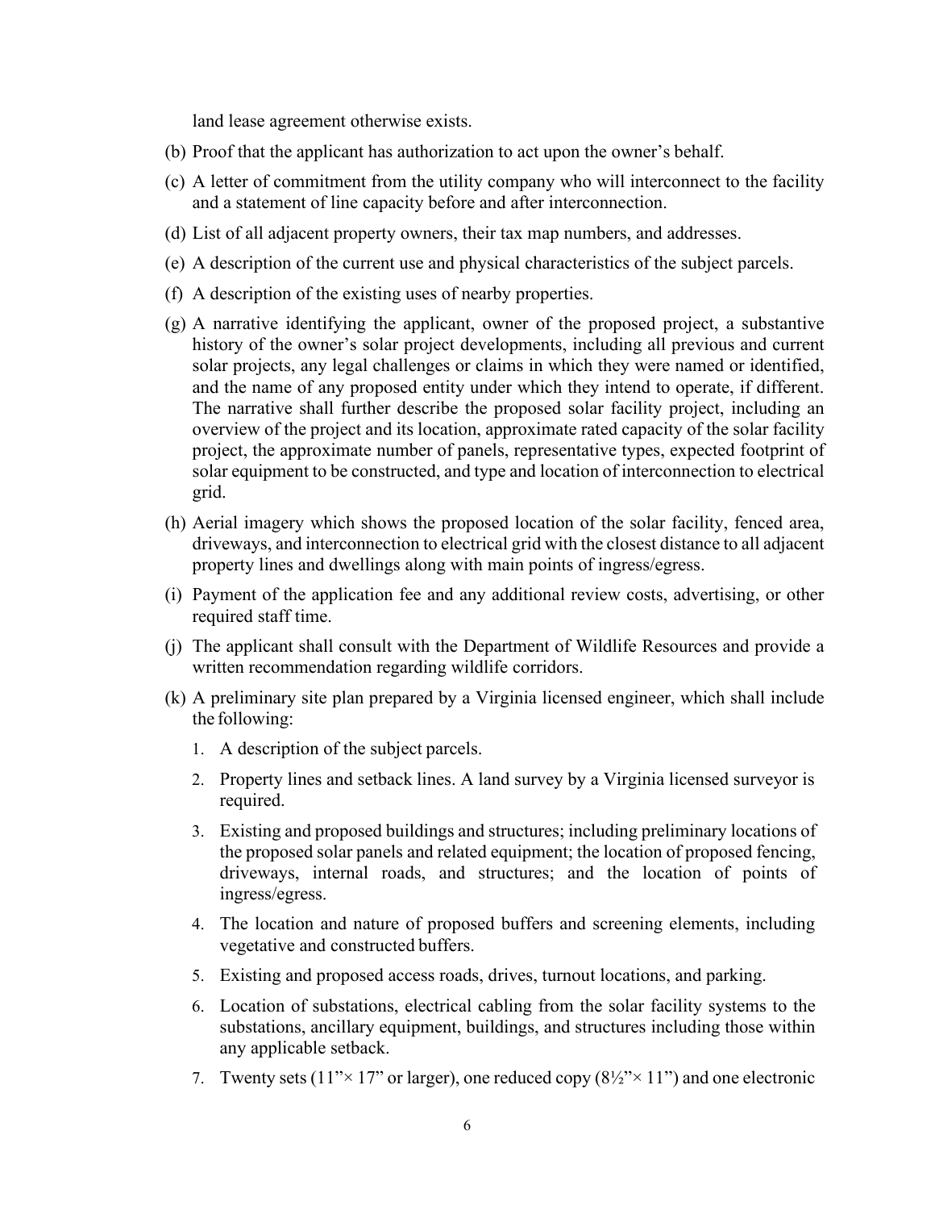land lease agreement otherwise exists.

(b) Proof that the applicant has authorization to act upon the owner's behalf.

(c) A letter of commitment from the utility company who will interconnect to the facility and a statement of line capacity before and after interconnection.

(d) List of all adjacent property owners, their tax map numbers, and addresses.

(e) A description of the current use and physical characteristics of the subject parcels.

(f) A description of the existing uses of nearby properties.

(g) A narrative identifying the applicant, owner of the proposed project, a substantive history of the owner's solar project developments, including all previous and current solar projects, any legal challenges or claims in which they were named or identified, and the name of any proposed entity under which they intend to operate, if different. The narrative shall further describe the proposed solar facility project, including an overview of the project and its location, approximate rated capacity of the solar facility project, the approximate number of panels, representative types, expected footprint of solar equipment to be constructed, and type and location of interconnection to electrical grid.

(h) Aerial imagery which shows the proposed location of the solar facility, fenced area, driveways, and interconnection to electrical grid with the closest distance to all adjacent property lines and dwellings along with main points of ingress/egress.

(i) Payment of the application fee and any additional review costs, advertising, or other required staff time.

(j) The applicant shall consult with the Department of Wildlife Resources and provide a written recommendation regarding wildlife corridors.

(k) A preliminary site plan prepared by a Virginia licensed engineer, which shall include the following:

1. A description of the subject parcels.
2. Property lines and setback lines. A land survey by a Virginia licensed surveyor is required.
3. Existing and proposed buildings and structures; including preliminary locations of the proposed solar panels and related equipment; the location of proposed fencing, driveways, internal roads, and structures; and the location of points of ingress/egress.
4. The location and nature of proposed buffers and screening elements, including vegetative and constructed buffers.
5. Existing and proposed access roads, drives, turnout locations, and parking.
6. Location of substations, electrical cabling from the solar facility systems to the substations, ancillary equipment, buildings, and structures including those within any applicable setback.
7. Twenty sets (11"× 17" or larger), one reduced copy (8½"× 11") and one electronic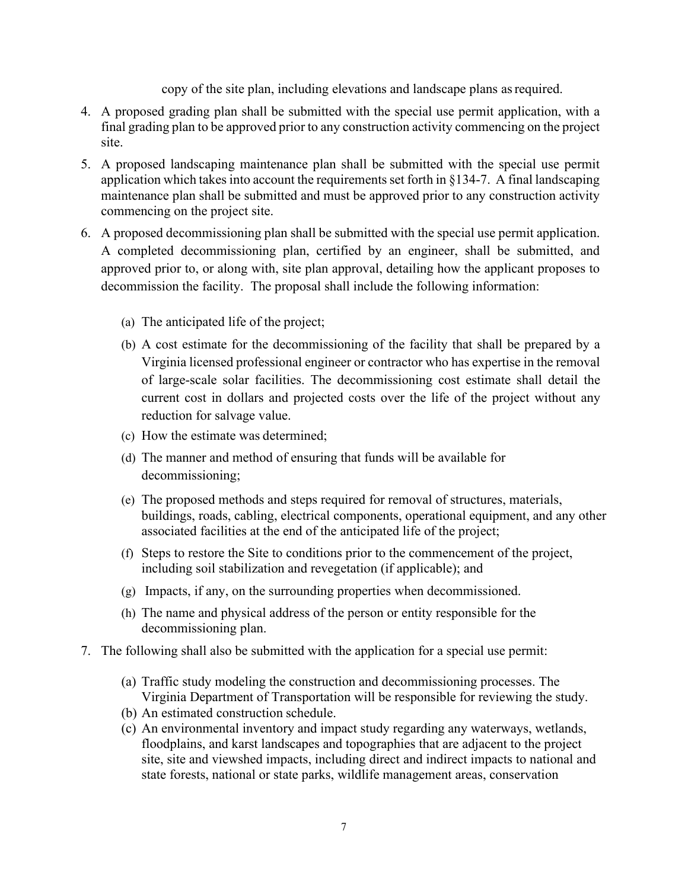copy of the site plan, including elevations and landscape plans as required.

4. A proposed grading plan shall be submitted with the special use permit application, with a final grading plan to be approved prior to any construction activity commencing on the project site.
5. A proposed landscaping maintenance plan shall be submitted with the special use permit application which takes into account the requirements set forth in §134-7. A final landscaping maintenance plan shall be submitted and must be approved prior to any construction activity commencing on the project site.
6. A proposed decommissioning plan shall be submitted with the special use permit application. A completed decommissioning plan, certified by an engineer, shall be submitted, and approved prior to, or along with, site plan approval, detailing how the applicant proposes to decommission the facility. The proposal shall include the following information:

   (a) The anticipated life of the project;

   (b) A cost estimate for the decommissioning of the facility that shall be prepared by a Virginia licensed professional engineer or contractor who has expertise in the removal of large-scale solar facilities. The decommissioning cost estimate shall detail the current cost in dollars and projected costs over the life of the project without any reduction for salvage value.

   (c) How the estimate was determined;

   (d) The manner and method of ensuring that funds will be available for decommissioning;

   (e) The proposed methods and steps required for removal of structures, materials, buildings, roads, cabling, electrical components, operational equipment, and any other associated facilities at the end of the anticipated life of the project;

   (f) Steps to restore the Site to conditions prior to the commencement of the project, including soil stabilization and revegetation (if applicable); and

   (g) Impacts, if any, on the surrounding properties when decommissioned.

   (h) The name and physical address of the person or entity responsible for the decommissioning plan.

7. The following shall also be submitted with the application for a special use permit:

   (a) Traffic study modeling the construction and decommissioning processes. The Virginia Department of Transportation will be responsible for reviewing the study.

   (b) An estimated construction schedule.

   (c) An environmental inventory and impact study regarding any waterways, wetlands, floodplains, and karst landscapes and topographies that are adjacent to the project site, site and viewshed impacts, including direct and indirect impacts to national and state forests, national or state parks, wildlife management areas, conservation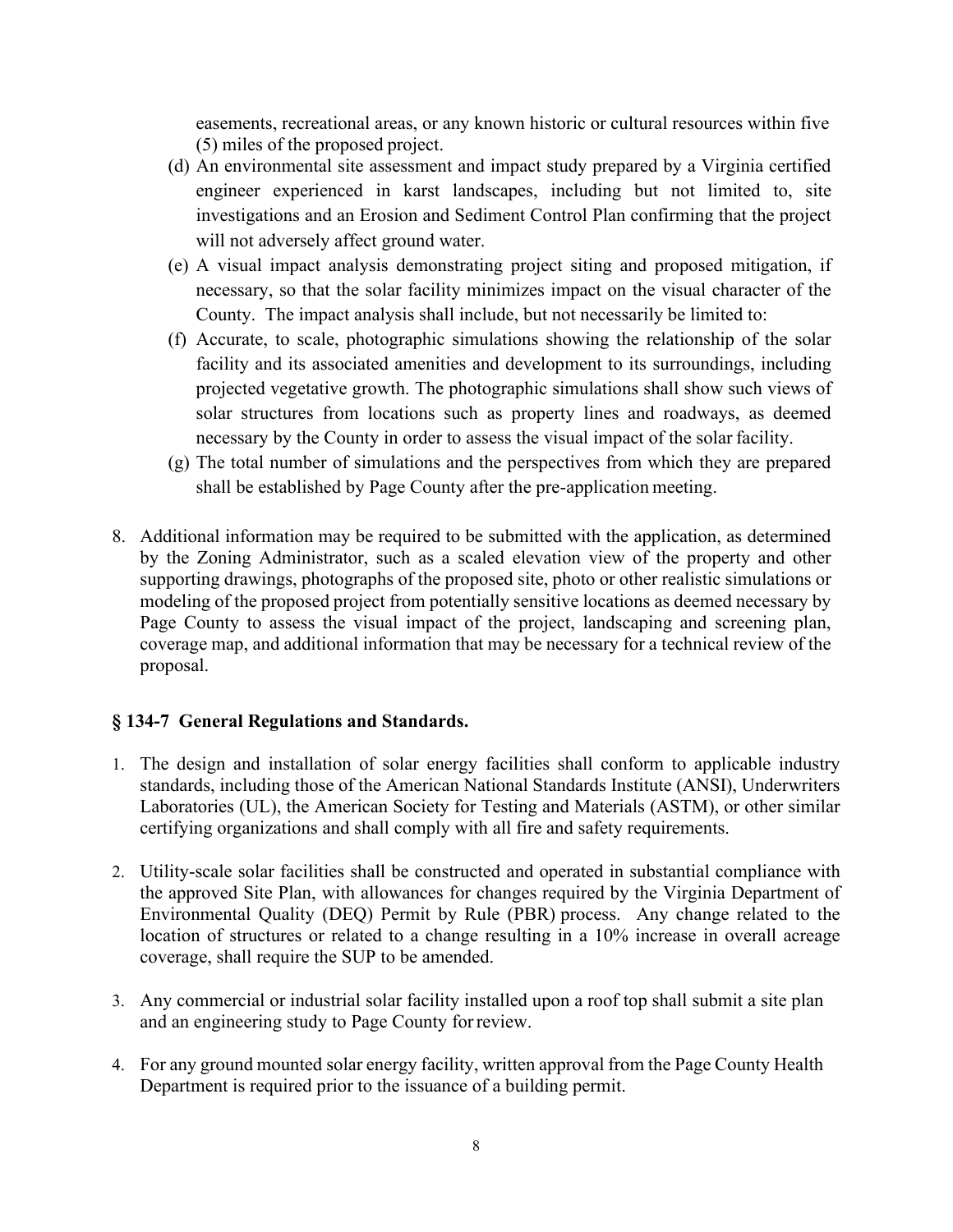easements, recreational areas, or any known historic or cultural resources within five (5) miles of the proposed project.

(d) An environmental site assessment and impact study prepared by a Virginia certified engineer experienced in karst landscapes, including but not limited to, site investigations and an Erosion and Sediment Control Plan confirming that the project will not adversely affect ground water.

(e) A visual impact analysis demonstrating project siting and proposed mitigation, if necessary, so that the solar facility minimizes impact on the visual character of the County. The impact analysis shall include, but not necessarily be limited to:

(f) Accurate, to scale, photographic simulations showing the relationship of the solar facility and its associated amenities and development to its surroundings, including projected vegetative growth. The photographic simulations shall show such views of solar structures from locations such as property lines and roadways, as deemed necessary by the County in order to assess the visual impact of the solar facility.

(g) The total number of simulations and the perspectives from which they are prepared shall be established by Page County after the pre-application meeting.

8. Additional information may be required to be submitted with the application, as determined by the Zoning Administrator, such as a scaled elevation view of the property and other supporting drawings, photographs of the proposed site, photo or other realistic simulations or modeling of the proposed project from potentially sensitive locations as deemed necessary by Page County to assess the visual impact of the project, landscaping and screening plan, coverage map, and additional information that may be necessary for a technical review of the proposal.

### § 134-7 General Regulations and Standards.

1. The design and installation of solar energy facilities shall conform to applicable industry standards, including those of the American National Standards Institute (ANSI), Underwriters Laboratories (UL), the American Society for Testing and Materials (ASTM), or other similar certifying organizations and shall comply with all fire and safety requirements.

2. Utility-scale solar facilities shall be constructed and operated in substantial compliance with the approved Site Plan, with allowances for changes required by the Virginia Department of Environmental Quality (DEQ) Permit by Rule (PBR) process. Any change related to the location of structures or related to a change resulting in a 10% increase in overall acreage coverage, shall require the SUP to be amended.

3. Any commercial or industrial solar facility installed upon a roof top shall submit a site plan and an engineering study to Page County for review.

4. For any ground mounted solar energy facility, written approval from the Page County Health Department is required prior to the issuance of a building permit.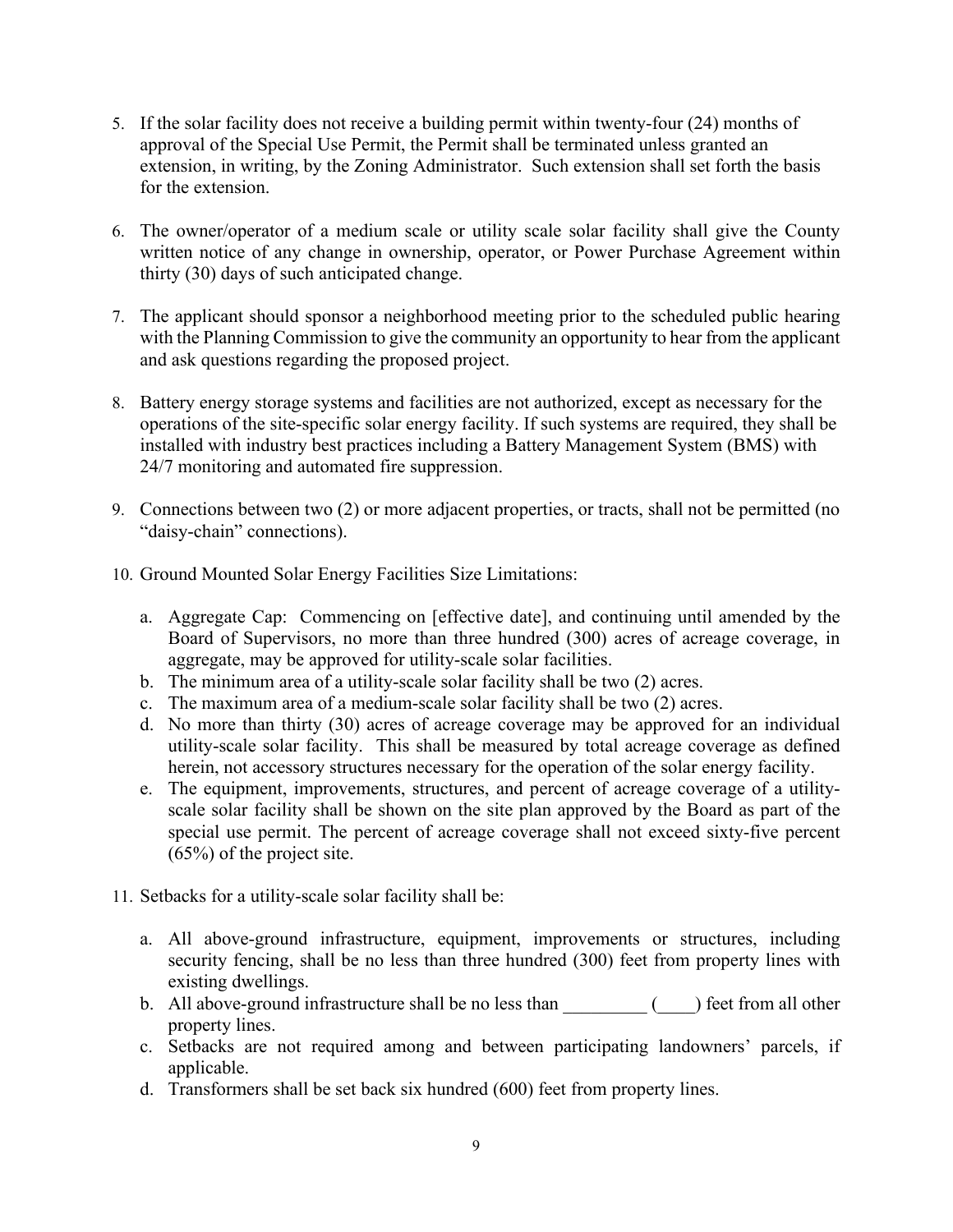5. If the solar facility does not receive a building permit within twenty-four (24) months of approval of the Special Use Permit, the Permit shall be terminated unless granted an extension, in writing, by the Zoning Administrator. Such extension shall set forth the basis for the extension.

6. The owner/operator of a medium scale or utility scale solar facility shall give the County written notice of any change in ownership, operator, or Power Purchase Agreement within thirty (30) days of such anticipated change.

7. The applicant should sponsor a neighborhood meeting prior to the scheduled public hearing with the Planning Commission to give the community an opportunity to hear from the applicant and ask questions regarding the proposed project.

8. Battery energy storage systems and facilities are not authorized, except as necessary for the operations of the site-specific solar energy facility. If such systems are required, they shall be installed with industry best practices including a Battery Management System (BMS) with 24/7 monitoring and automated fire suppression.

9. Connections between two (2) or more adjacent properties, or tracts, shall not be permitted (no "daisy-chain" connections).

10. Ground Mounted Solar Energy Facilities Size Limitations:

    a. Aggregate Cap: Commencing on [effective date], and continuing until amended by the Board of Supervisors, no more than three hundred (300) acres of acreage coverage, in aggregate, may be approved for utility-scale solar facilities.
    b. The minimum area of a utility-scale solar facility shall be two (2) acres.
    c. The maximum area of a medium-scale solar facility shall be two (2) acres.
    d. No more than thirty (30) acres of acreage coverage may be approved for an individual utility-scale solar facility. This shall be measured by total acreage coverage as defined herein, not accessory structures necessary for the operation of the solar energy facility.
    e. The equipment, improvements, structures, and percent of acreage coverage of a utility-scale solar facility shall be shown on the site plan approved by the Board as part of the special use permit. The percent of acreage coverage shall not exceed sixty-five percent (65%) of the project site.

11. Setbacks for a utility-scale solar facility shall be:

    a. All above-ground infrastructure, equipment, improvements or structures, including security fencing, shall be no less than three hundred (300) feet from property lines with existing dwellings.
    b. All above-ground infrastructure shall be no less than _________ (____) feet from all other property lines.
    c. Setbacks are not required among and between participating landowners' parcels, if applicable.
    d. Transformers shall be set back six hundred (600) feet from property lines.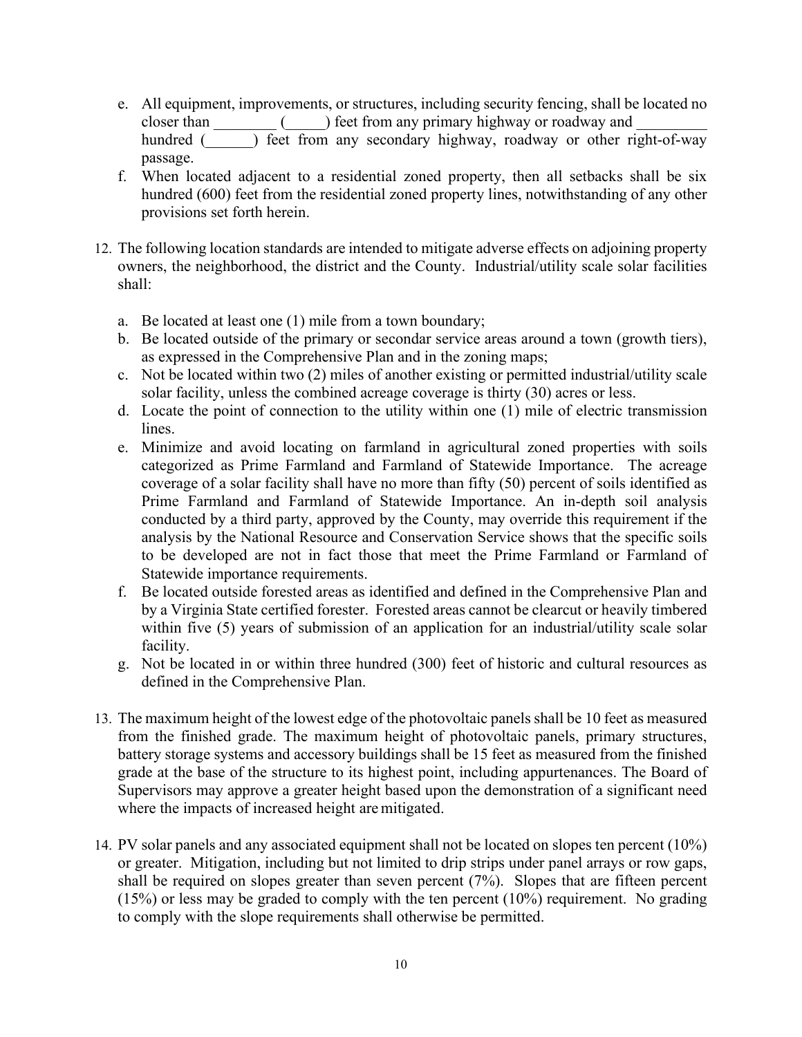e. All equipment, improvements, or structures, including security fencing, shall be located no closer than ________ (_____) feet from any primary highway or roadway and _________ hundred (______) feet from any secondary highway, roadway or other right-of-way passage.
f. When located adjacent to a residential zoned property, then all setbacks shall be six hundred (600) feet from the residential zoned property lines, notwithstanding of any other provisions set forth herein.

12. The following location standards are intended to mitigate adverse effects on adjoining property owners, the neighborhood, the district and the County. Industrial/utility scale solar facilities shall:

    a. Be located at least one (1) mile from a town boundary;
    b. Be located outside of the primary or secondar service areas around a town (growth tiers), as expressed in the Comprehensive Plan and in the zoning maps;
    c. Not be located within two (2) miles of another existing or permitted industrial/utility scale solar facility, unless the combined acreage coverage is thirty (30) acres or less.
    d. Locate the point of connection to the utility within one (1) mile of electric transmission lines.
    e. Minimize and avoid locating on farmland in agricultural zoned properties with soils categorized as Prime Farmland and Farmland of Statewide Importance. The acreage coverage of a solar facility shall have no more than fifty (50) percent of soils identified as Prime Farmland and Farmland of Statewide Importance. An in-depth soil analysis conducted by a third party, approved by the County, may override this requirement if the analysis by the National Resource and Conservation Service shows that the specific soils to be developed are not in fact those that meet the Prime Farmland or Farmland of Statewide importance requirements.
    f. Be located outside forested areas as identified and defined in the Comprehensive Plan and by a Virginia State certified forester. Forested areas cannot be clearcut or heavily timbered within five (5) years of submission of an application for an industrial/utility scale solar facility.
    g. Not be located in or within three hundred (300) feet of historic and cultural resources as defined in the Comprehensive Plan.

13. The maximum height of the lowest edge of the photovoltaic panels shall be 10 feet as measured from the finished grade. The maximum height of photovoltaic panels, primary structures, battery storage systems and accessory buildings shall be 15 feet as measured from the finished grade at the base of the structure to its highest point, including appurtenances. The Board of Supervisors may approve a greater height based upon the demonstration of a significant need where the impacts of increased height are mitigated.

14. PV solar panels and any associated equipment shall not be located on slopes ten percent (10%) or greater. Mitigation, including but not limited to drip strips under panel arrays or row gaps, shall be required on slopes greater than seven percent (7%). Slopes that are fifteen percent (15%) or less may be graded to comply with the ten percent (10%) requirement. No grading to comply with the slope requirements shall otherwise be permitted.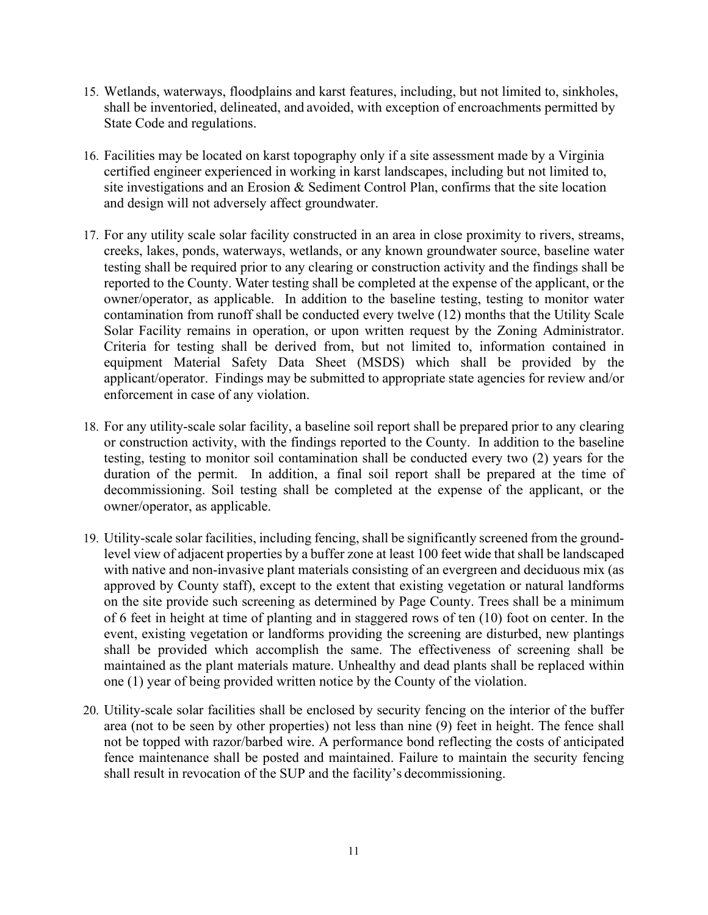15. Wetlands, waterways, floodplains and karst features, including, but not limited to, sinkholes, shall be inventoried, delineated, and avoided, with exception of encroachments permitted by State Code and regulations.

16. Facilities may be located on karst topography only if a site assessment made by a Virginia certified engineer experienced in working in karst landscapes, including but not limited to, site investigations and an Erosion & Sediment Control Plan, confirms that the site location and design will not adversely affect groundwater.

17. For any utility scale solar facility constructed in an area in close proximity to rivers, streams, creeks, lakes, ponds, waterways, wetlands, or any known groundwater source, baseline water testing shall be required prior to any clearing or construction activity and the findings shall be reported to the County. Water testing shall be completed at the expense of the applicant, or the owner/operator, as applicable. In addition to the baseline testing, testing to monitor water contamination from runoff shall be conducted every twelve (12) months that the Utility Scale Solar Facility remains in operation, or upon written request by the Zoning Administrator. Criteria for testing shall be derived from, but not limited to, information contained in equipment Material Safety Data Sheet (MSDS) which shall be provided by the applicant/operator. Findings may be submitted to appropriate state agencies for review and/or enforcement in case of any violation.

18. For any utility-scale solar facility, a baseline soil report shall be prepared prior to any clearing or construction activity, with the findings reported to the County. In addition to the baseline testing, testing to monitor soil contamination shall be conducted every two (2) years for the duration of the permit. In addition, a final soil report shall be prepared at the time of decommissioning. Soil testing shall be completed at the expense of the applicant, or the owner/operator, as applicable.

19. Utility-scale solar facilities, including fencing, shall be significantly screened from the ground-level view of adjacent properties by a buffer zone at least 100 feet wide that shall be landscaped with native and non-invasive plant materials consisting of an evergreen and deciduous mix (as approved by County staff), except to the extent that existing vegetation or natural landforms on the site provide such screening as determined by Page County. Trees shall be a minimum of 6 feet in height at time of planting and in staggered rows of ten (10) foot on center. In the event, existing vegetation or landforms providing the screening are disturbed, new plantings shall be provided which accomplish the same. The effectiveness of screening shall be maintained as the plant materials mature. Unhealthy and dead plants shall be replaced within one (1) year of being provided written notice by the County of the violation.

20. Utility-scale solar facilities shall be enclosed by security fencing on the interior of the buffer area (not to be seen by other properties) not less than nine (9) feet in height. The fence shall not be topped with razor/barbed wire. A performance bond reflecting the costs of anticipated fence maintenance shall be posted and maintained. Failure to maintain the security fencing shall result in revocation of the SUP and the facility's decommissioning.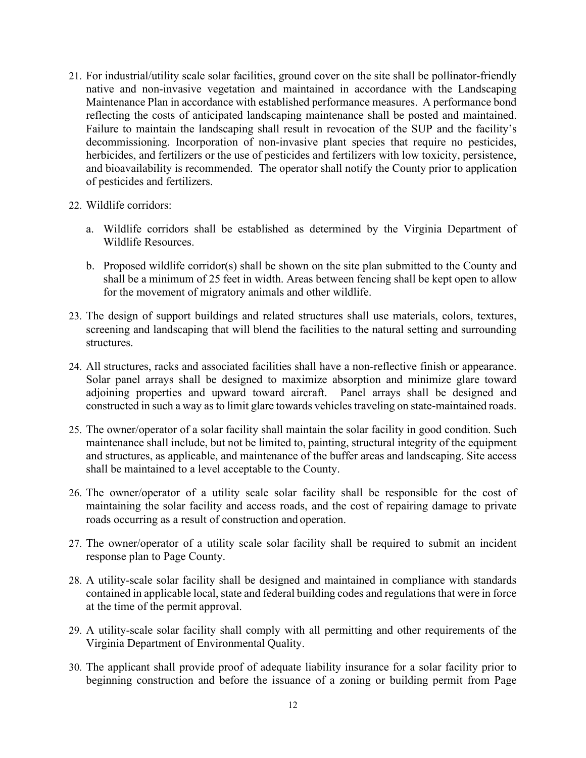21. For industrial/utility scale solar facilities, ground cover on the site shall be pollinator-friendly native and non-invasive vegetation and maintained in accordance with the Landscaping Maintenance Plan in accordance with established performance measures. A performance bond reflecting the costs of anticipated landscaping maintenance shall be posted and maintained. Failure to maintain the landscaping shall result in revocation of the SUP and the facility's decommissioning. Incorporation of non-invasive plant species that require no pesticides, herbicides, and fertilizers or the use of pesticides and fertilizers with low toxicity, persistence, and bioavailability is recommended. The operator shall notify the County prior to application of pesticides and fertilizers.

22. Wildlife corridors:

    a. Wildlife corridors shall be established as determined by the Virginia Department of Wildlife Resources.

    b. Proposed wildlife corridor(s) shall be shown on the site plan submitted to the County and shall be a minimum of 25 feet in width. Areas between fencing shall be kept open to allow for the movement of migratory animals and other wildlife.

23. The design of support buildings and related structures shall use materials, colors, textures, screening and landscaping that will blend the facilities to the natural setting and surrounding structures.

24. All structures, racks and associated facilities shall have a non-reflective finish or appearance. Solar panel arrays shall be designed to maximize absorption and minimize glare toward adjoining properties and upward toward aircraft. Panel arrays shall be designed and constructed in such a way as to limit glare towards vehicles traveling on state-maintained roads.

25. The owner/operator of a solar facility shall maintain the solar facility in good condition. Such maintenance shall include, but not be limited to, painting, structural integrity of the equipment and structures, as applicable, and maintenance of the buffer areas and landscaping. Site access shall be maintained to a level acceptable to the County.

26. The owner/operator of a utility scale solar facility shall be responsible for the cost of maintaining the solar facility and access roads, and the cost of repairing damage to private roads occurring as a result of construction and operation.

27. The owner/operator of a utility scale solar facility shall be required to submit an incident response plan to Page County.

28. A utility-scale solar facility shall be designed and maintained in compliance with standards contained in applicable local, state and federal building codes and regulations that were in force at the time of the permit approval.

29. A utility-scale solar facility shall comply with all permitting and other requirements of the Virginia Department of Environmental Quality.

30. The applicant shall provide proof of adequate liability insurance for a solar facility prior to beginning construction and before the issuance of a zoning or building permit from Page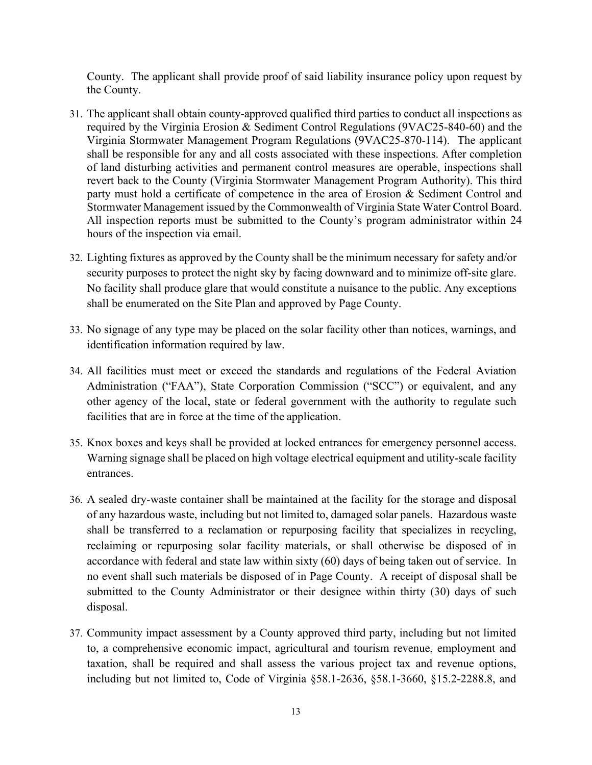County. The applicant shall provide proof of said liability insurance policy upon request by the County.

31. The applicant shall obtain county-approved qualified third parties to conduct all inspections as required by the Virginia Erosion & Sediment Control Regulations (9VAC25-840-60) and the Virginia Stormwater Management Program Regulations (9VAC25-870-114). The applicant shall be responsible for any and all costs associated with these inspections. After completion of land disturbing activities and permanent control measures are operable, inspections shall revert back to the County (Virginia Stormwater Management Program Authority). This third party must hold a certificate of competence in the area of Erosion & Sediment Control and Stormwater Management issued by the Commonwealth of Virginia State Water Control Board. All inspection reports must be submitted to the County's program administrator within 24 hours of the inspection via email.

32. Lighting fixtures as approved by the County shall be the minimum necessary for safety and/or security purposes to protect the night sky by facing downward and to minimize off-site glare. No facility shall produce glare that would constitute a nuisance to the public. Any exceptions shall be enumerated on the Site Plan and approved by Page County.

33. No signage of any type may be placed on the solar facility other than notices, warnings, and identification information required by law.

34. All facilities must meet or exceed the standards and regulations of the Federal Aviation Administration ("FAA"), State Corporation Commission ("SCC") or equivalent, and any other agency of the local, state or federal government with the authority to regulate such facilities that are in force at the time of the application.

35. Knox boxes and keys shall be provided at locked entrances for emergency personnel access. Warning signage shall be placed on high voltage electrical equipment and utility-scale facility entrances.

36. A sealed dry-waste container shall be maintained at the facility for the storage and disposal of any hazardous waste, including but not limited to, damaged solar panels. Hazardous waste shall be transferred to a reclamation or repurposing facility that specializes in recycling, reclaiming or repurposing solar facility materials, or shall otherwise be disposed of in accordance with federal and state law within sixty (60) days of being taken out of service. In no event shall such materials be disposed of in Page County. A receipt of disposal shall be submitted to the County Administrator or their designee within thirty (30) days of such disposal.

37. Community impact assessment by a County approved third party, including but not limited to, a comprehensive economic impact, agricultural and tourism revenue, employment and taxation, shall be required and shall assess the various project tax and revenue options, including but not limited to, Code of Virginia §58.1-2636, §58.1-3660, §15.2-2288.8, and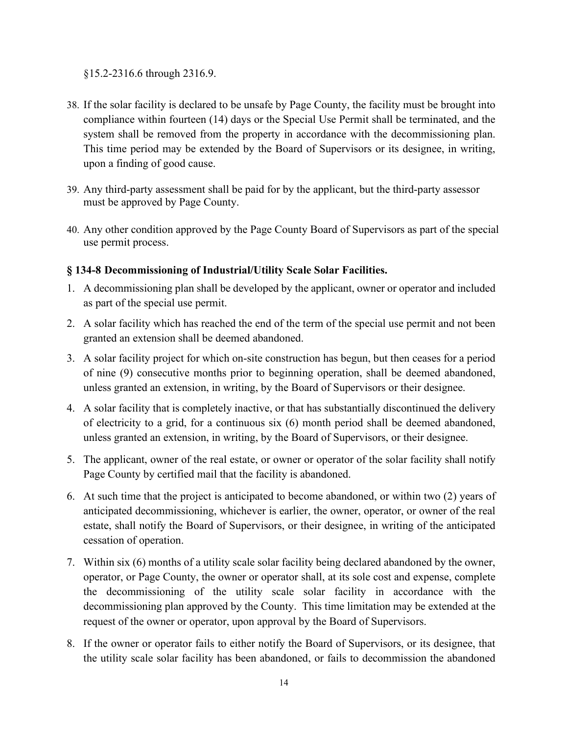§15.2-2316.6 through 2316.9.

38. If the solar facility is declared to be unsafe by Page County, the facility must be brought into compliance within fourteen (14) days or the Special Use Permit shall be terminated, and the system shall be removed from the property in accordance with the decommissioning plan. This time period may be extended by the Board of Supervisors or its designee, in writing, upon a finding of good cause.

39. Any third-party assessment shall be paid for by the applicant, but the third-party assessor must be approved by Page County.

40. Any other condition approved by the Page County Board of Supervisors as part of the special use permit process.

### § 134-8 Decommissioning of Industrial/Utility Scale Solar Facilities.

1. A decommissioning plan shall be developed by the applicant, owner or operator and included as part of the special use permit.
2. A solar facility which has reached the end of the term of the special use permit and not been granted an extension shall be deemed abandoned.
3. A solar facility project for which on-site construction has begun, but then ceases for a period of nine (9) consecutive months prior to beginning operation, shall be deemed abandoned, unless granted an extension, in writing, by the Board of Supervisors or their designee.
4. A solar facility that is completely inactive, or that has substantially discontinued the delivery of electricity to a grid, for a continuous six (6) month period shall be deemed abandoned, unless granted an extension, in writing, by the Board of Supervisors, or their designee.
5. The applicant, owner of the real estate, or owner or operator of the solar facility shall notify Page County by certified mail that the facility is abandoned.
6. At such time that the project is anticipated to become abandoned, or within two (2) years of anticipated decommissioning, whichever is earlier, the owner, operator, or owner of the real estate, shall notify the Board of Supervisors, or their designee, in writing of the anticipated cessation of operation.
7. Within six (6) months of a utility scale solar facility being declared abandoned by the owner, operator, or Page County, the owner or operator shall, at its sole cost and expense, complete the decommissioning of the utility scale solar facility in accordance with the decommissioning plan approved by the County. This time limitation may be extended at the request of the owner or operator, upon approval by the Board of Supervisors.
8. If the owner or operator fails to either notify the Board of Supervisors, or its designee, that the utility scale solar facility has been abandoned, or fails to decommission the abandoned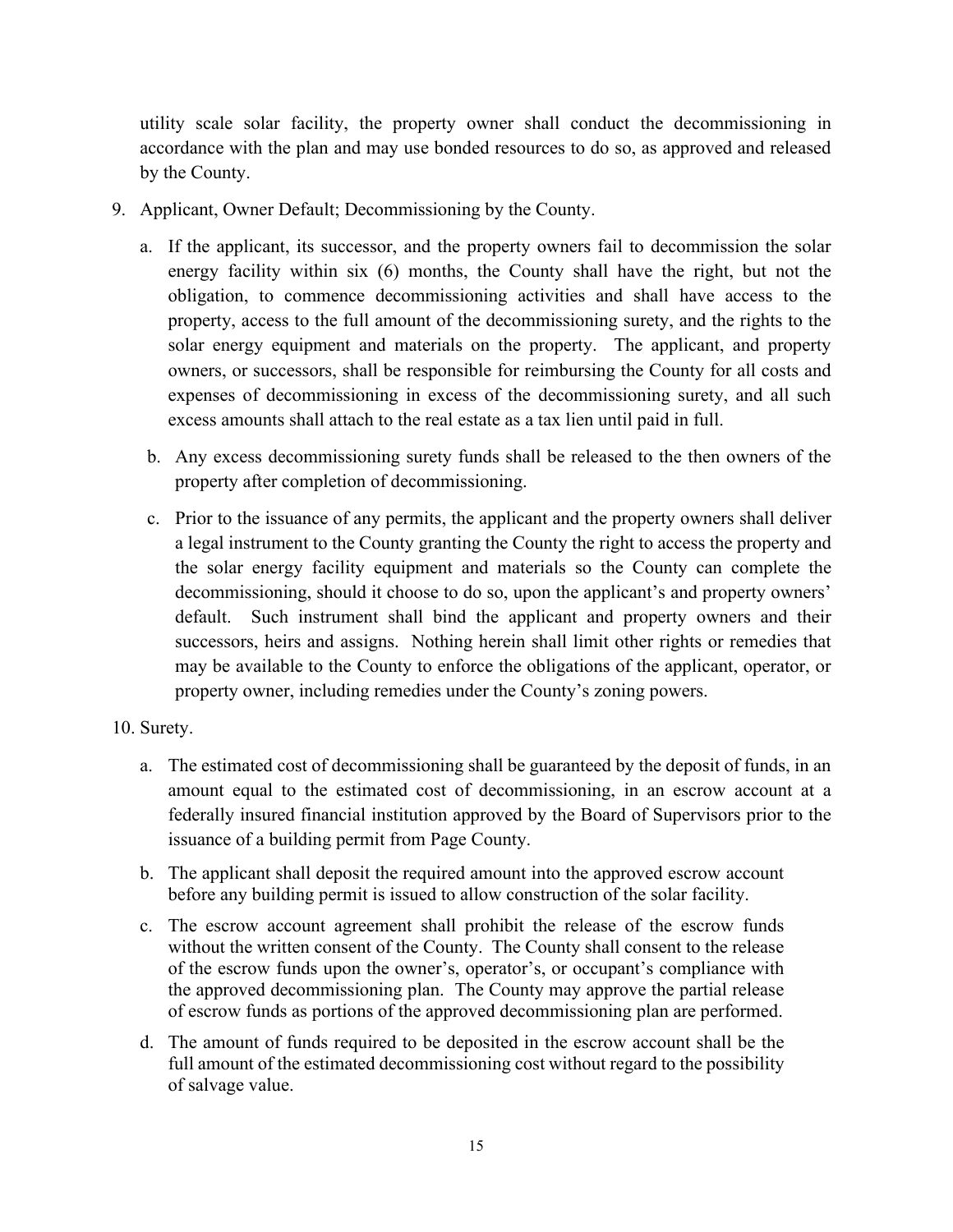utility scale solar facility, the property owner shall conduct the decommissioning in accordance with the plan and may use bonded resources to do so, as approved and released by the County.

9. Applicant, Owner Default; Decommissioning by the County.

   a. If the applicant, its successor, and the property owners fail to decommission the solar energy facility within six (6) months, the County shall have the right, but not the obligation, to commence decommissioning activities and shall have access to the property, access to the full amount of the decommissioning surety, and the rights to the solar energy equipment and materials on the property. The applicant, and property owners, or successors, shall be responsible for reimbursing the County for all costs and expenses of decommissioning in excess of the decommissioning surety, and all such excess amounts shall attach to the real estate as a tax lien until paid in full.

   b. Any excess decommissioning surety funds shall be released to the then owners of the property after completion of decommissioning.

   c. Prior to the issuance of any permits, the applicant and the property owners shall deliver a legal instrument to the County granting the County the right to access the property and the solar energy facility equipment and materials so the County can complete the decommissioning, should it choose to do so, upon the applicant's and property owners' default. Such instrument shall bind the applicant and property owners and their successors, heirs and assigns. Nothing herein shall limit other rights or remedies that may be available to the County to enforce the obligations of the applicant, operator, or property owner, including remedies under the County's zoning powers.

10. Surety.

    a. The estimated cost of decommissioning shall be guaranteed by the deposit of funds, in an amount equal to the estimated cost of decommissioning, in an escrow account at a federally insured financial institution approved by the Board of Supervisors prior to the issuance of a building permit from Page County.

    b. The applicant shall deposit the required amount into the approved escrow account before any building permit is issued to allow construction of the solar facility.

    c. The escrow account agreement shall prohibit the release of the escrow funds without the written consent of the County. The County shall consent to the release of the escrow funds upon the owner's, operator's, or occupant's compliance with the approved decommissioning plan. The County may approve the partial release of escrow funds as portions of the approved decommissioning plan are performed.

    d. The amount of funds required to be deposited in the escrow account shall be the full amount of the estimated decommissioning cost without regard to the possibility of salvage value.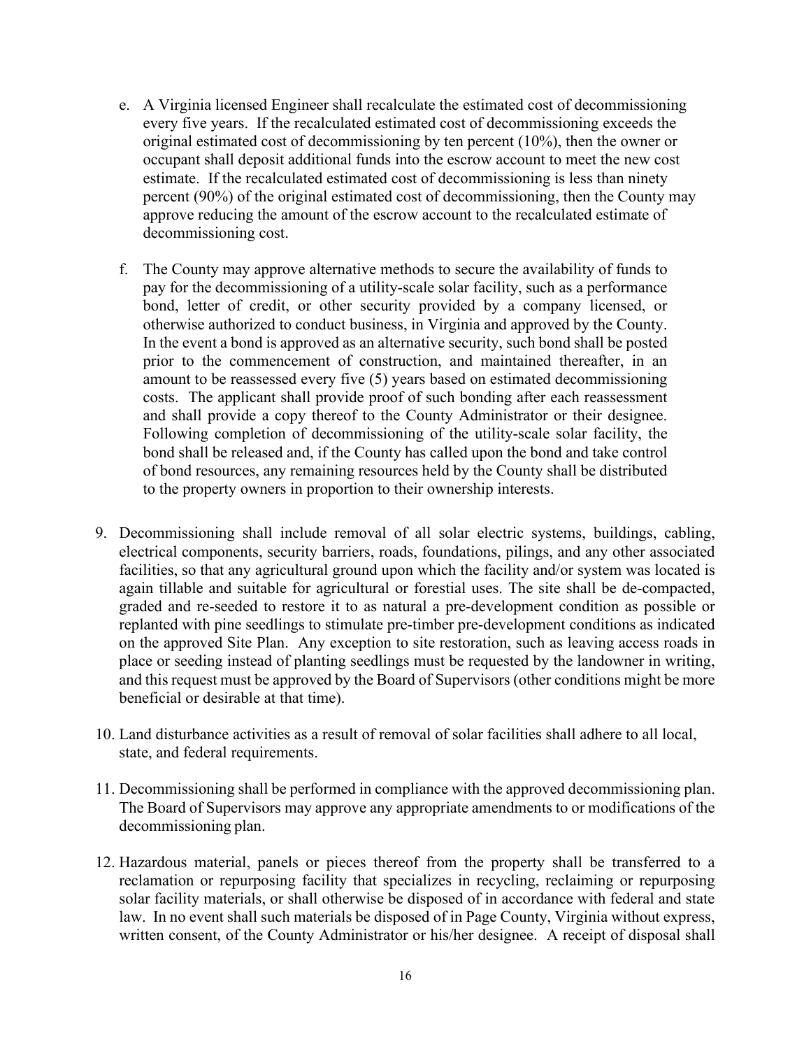e. A Virginia licensed Engineer shall recalculate the estimated cost of decommissioning every five years. If the recalculated estimated cost of decommissioning exceeds the original estimated cost of decommissioning by ten percent (10%), then the owner or occupant shall deposit additional funds into the escrow account to meet the new cost estimate. If the recalculated estimated cost of decommissioning is less than ninety percent (90%) of the original estimated cost of decommissioning, then the County may approve reducing the amount of the escrow account to the recalculated estimate of decommissioning cost.

f. The County may approve alternative methods to secure the availability of funds to pay for the decommissioning of a utility-scale solar facility, such as a performance bond, letter of credit, or other security provided by a company licensed, or otherwise authorized to conduct business, in Virginia and approved by the County. In the event a bond is approved as an alternative security, such bond shall be posted prior to the commencement of construction, and maintained thereafter, in an amount to be reassessed every five (5) years based on estimated decommissioning costs. The applicant shall provide proof of such bonding after each reassessment and shall provide a copy thereof to the County Administrator or their designee. Following completion of decommissioning of the utility-scale solar facility, the bond shall be released and, if the County has called upon the bond and take control of bond resources, any remaining resources held by the County shall be distributed to the property owners in proportion to their ownership interests.

9. Decommissioning shall include removal of all solar electric systems, buildings, cabling, electrical components, security barriers, roads, foundations, pilings, and any other associated facilities, so that any agricultural ground upon which the facility and/or system was located is again tillable and suitable for agricultural or forestial uses. The site shall be de-compacted, graded and re-seeded to restore it to as natural a pre-development condition as possible or replanted with pine seedlings to stimulate pre-timber pre-development conditions as indicated on the approved Site Plan. Any exception to site restoration, such as leaving access roads in place or seeding instead of planting seedlings must be requested by the landowner in writing, and this request must be approved by the Board of Supervisors (other conditions might be more beneficial or desirable at that time).

10. Land disturbance activities as a result of removal of solar facilities shall adhere to all local, state, and federal requirements.

11. Decommissioning shall be performed in compliance with the approved decommissioning plan. The Board of Supervisors may approve any appropriate amendments to or modifications of the decommissioning plan.

12. Hazardous material, panels or pieces thereof from the property shall be transferred to a reclamation or repurposing facility that specializes in recycling, reclaiming or repurposing solar facility materials, or shall otherwise be disposed of in accordance with federal and state law. In no event shall such materials be disposed of in Page County, Virginia without express, written consent, of the County Administrator or his/her designee. A receipt of disposal shall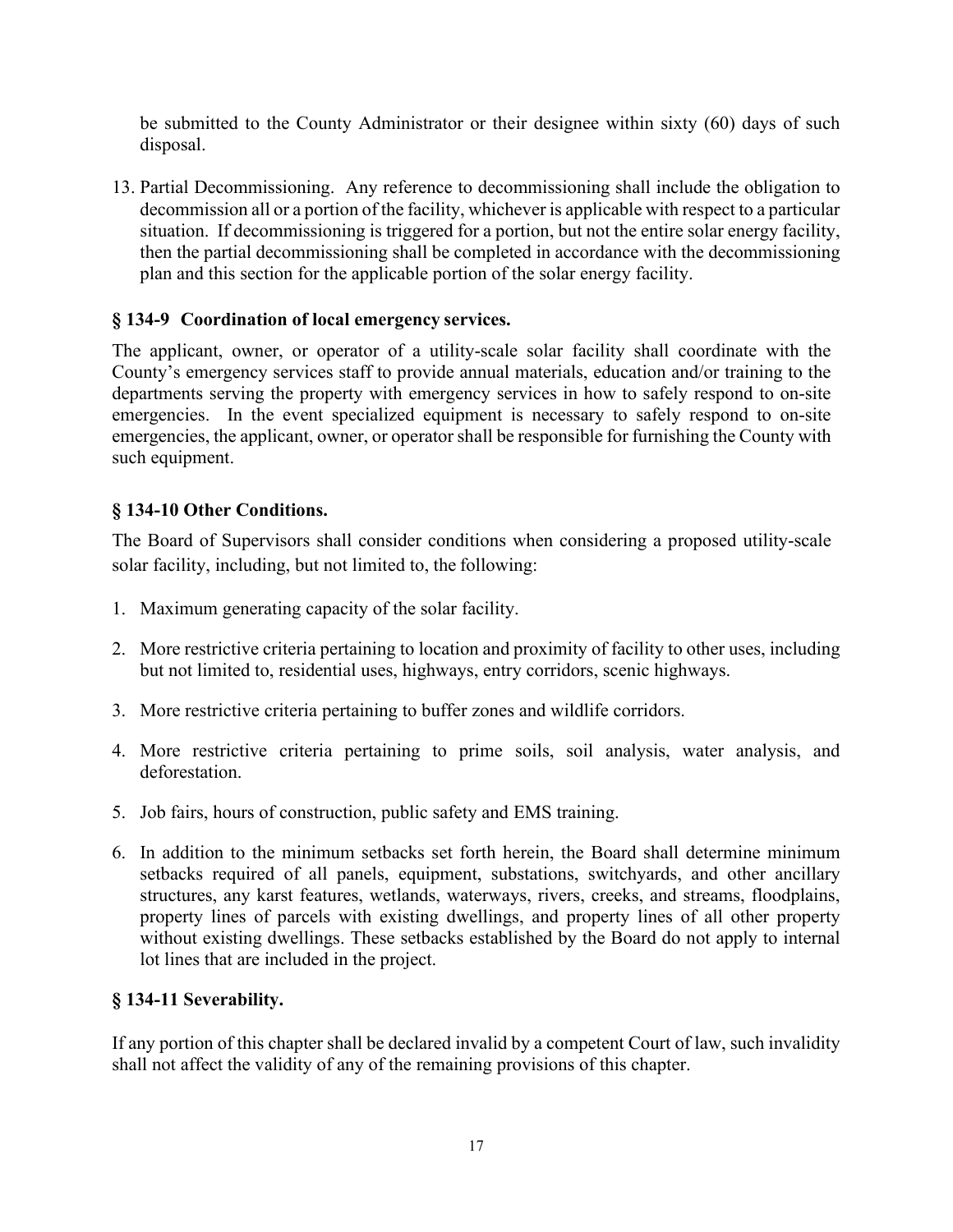be submitted to the County Administrator or their designee within sixty (60) days of such disposal.

13. Partial Decommissioning. Any reference to decommissioning shall include the obligation to decommission all or a portion of the facility, whichever is applicable with respect to a particular situation. If decommissioning is triggered for a portion, but not the entire solar energy facility, then the partial decommissioning shall be completed in accordance with the decommissioning plan and this section for the applicable portion of the solar energy facility.

### § 134-9 Coordination of local emergency services.

The applicant, owner, or operator of a utility-scale solar facility shall coordinate with the County's emergency services staff to provide annual materials, education and/or training to the departments serving the property with emergency services in how to safely respond to on-site emergencies. In the event specialized equipment is necessary to safely respond to on-site emergencies, the applicant, owner, or operator shall be responsible for furnishing the County with such equipment.

### § 134-10 Other Conditions.

The Board of Supervisors shall consider conditions when considering a proposed utility-scale solar facility, including, but not limited to, the following:

1. Maximum generating capacity of the solar facility.
2. More restrictive criteria pertaining to location and proximity of facility to other uses, including but not limited to, residential uses, highways, entry corridors, scenic highways.
3. More restrictive criteria pertaining to buffer zones and wildlife corridors.
4. More restrictive criteria pertaining to prime soils, soil analysis, water analysis, and deforestation.
5. Job fairs, hours of construction, public safety and EMS training.
6. In addition to the minimum setbacks set forth herein, the Board shall determine minimum setbacks required of all panels, equipment, substations, switchyards, and other ancillary structures, any karst features, wetlands, waterways, rivers, creeks, and streams, floodplains, property lines of parcels with existing dwellings, and property lines of all other property without existing dwellings. These setbacks established by the Board do not apply to internal lot lines that are included in the project.

### § 134-11 Severability.

If any portion of this chapter shall be declared invalid by a competent Court of law, such invalidity shall not affect the validity of any of the remaining provisions of this chapter.